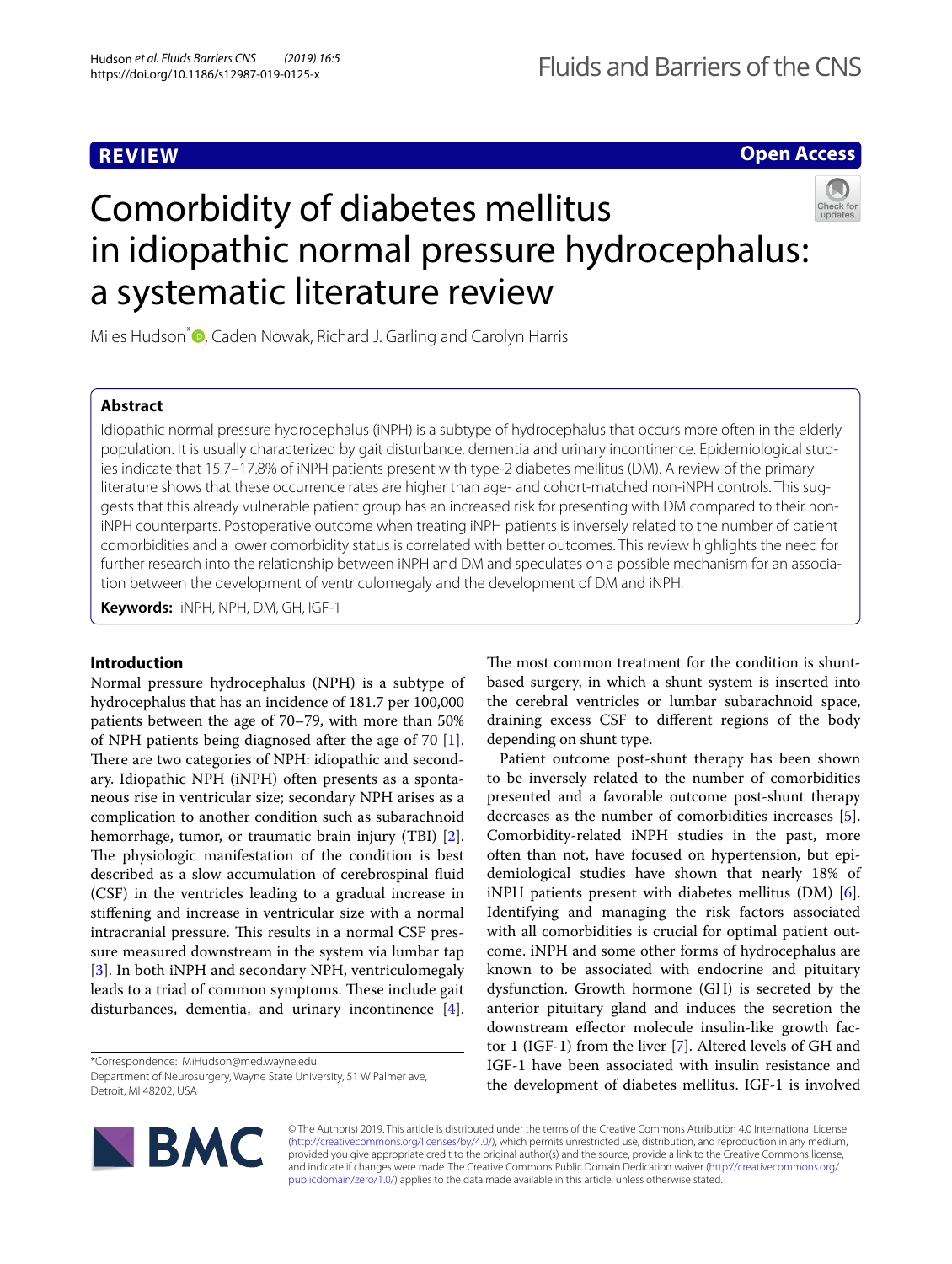REVIEW

Open Access

# Comorbidity of diabetes mellitus in idiopathic normal pressure hydrocephalus: a systematic literature review

Miles Hudson*, Caden Nowak, Richard J. Garling and Carolyn Harris

## Abstract

Idiopathic normal pressure hydrocephalus (iNPH) is a subtype of hydrocephalus that occurs more often in the elderly population. It is usually characterized by gait disturbance, dementia and urinary incontinence. Epidemiological studies indicate that 15.7–17.8% of iNPH patients present with type-2 diabetes mellitus (DM). A review of the primary literature shows that these occurrence rates are higher than age- and cohort-matched non-iNPH controls. This suggests that this already vulnerable patient group has an increased risk for presenting with DM compared to their non-iNPH counterparts. Postoperative outcome when treating iNPH patients is inversely related to the number of patient comorbidities and a lower comorbidity status is correlated with better outcomes. This review highlights the need for further research into the relationship between iNPH and DM and speculates on a possible mechanism for an association between the development of ventriculomegaly and the development of DM and iNPH.

**Keywords:** iNPH, NPH, DM, GH, IGF-1

## Introduction

Normal pressure hydrocephalus (NPH) is a subtype of hydrocephalus that has an incidence of 181.7 per 100,000 patients between the age of 70–79, with more than 50% of NPH patients being diagnosed after the age of 70 [1]. There are two categories of NPH: idiopathic and secondary. Idiopathic NPH (iNPH) often presents as a spontaneous rise in ventricular size; secondary NPH arises as a complication to another condition such as subarachnoid hemorrhage, tumor, or traumatic brain injury (TBI) [2]. The physiologic manifestation of the condition is best described as a slow accumulation of cerebrospinal fluid (CSF) in the ventricles leading to a gradual increase in stiffening and increase in ventricular size with a normal intracranial pressure. This results in a normal CSF pressure measured downstream in the system via lumbar tap [3]. In both iNPH and secondary NPH, ventriculomegaly leads to a triad of common symptoms. These include gait disturbances, dementia, and urinary incontinence [4].

The most common treatment for the condition is shunt-based surgery, in which a shunt system is inserted into the cerebral ventricles or lumbar subarachnoid space, draining excess CSF to different regions of the body depending on shunt type.

Patient outcome post-shunt therapy has been shown to be inversely related to the number of comorbidities presented and a favorable outcome post-shunt therapy decreases as the number of comorbidities increases [5]. Comorbidity-related iNPH studies in the past, more often than not, have focused on hypertension, but epidemiological studies have shown that nearly 18% of iNPH patients present with diabetes mellitus (DM) [6]. Identifying and managing the risk factors associated with all comorbidities is crucial for optimal patient outcome. iNPH and some other forms of hydrocephalus are known to be associated with endocrine and pituitary dysfunction. Growth hormone (GH) is secreted by the anterior pituitary gland and induces the secretion the downstream effector molecule insulin-like growth factor 1 (IGF-1) from the liver [7]. Altered levels of GH and IGF-1 have been associated with insulin resistance and the development of diabetes mellitus. IGF-1 is involved

*Correspondence: MiHudson@med.wayne.edu
Department of Neurosurgery, Wayne State University, 51 W Palmer ave, Detroit, MI 48202, USA

© The Author(s) 2019. This article is distributed under the terms of the Creative Commons Attribution 4.0 International License (http://creativecommons.org/licenses/by/4.0/), which permits unrestricted use, distribution, and reproduction in any medium, provided you give appropriate credit to the original author(s) and the source, provide a link to the Creative Commons license, and indicate if changes were made. The Creative Commons Public Domain Dedication waiver (http://creativecommons.org/publicdomain/zero/1.0/) applies to the data made available in this article, unless otherwise stated.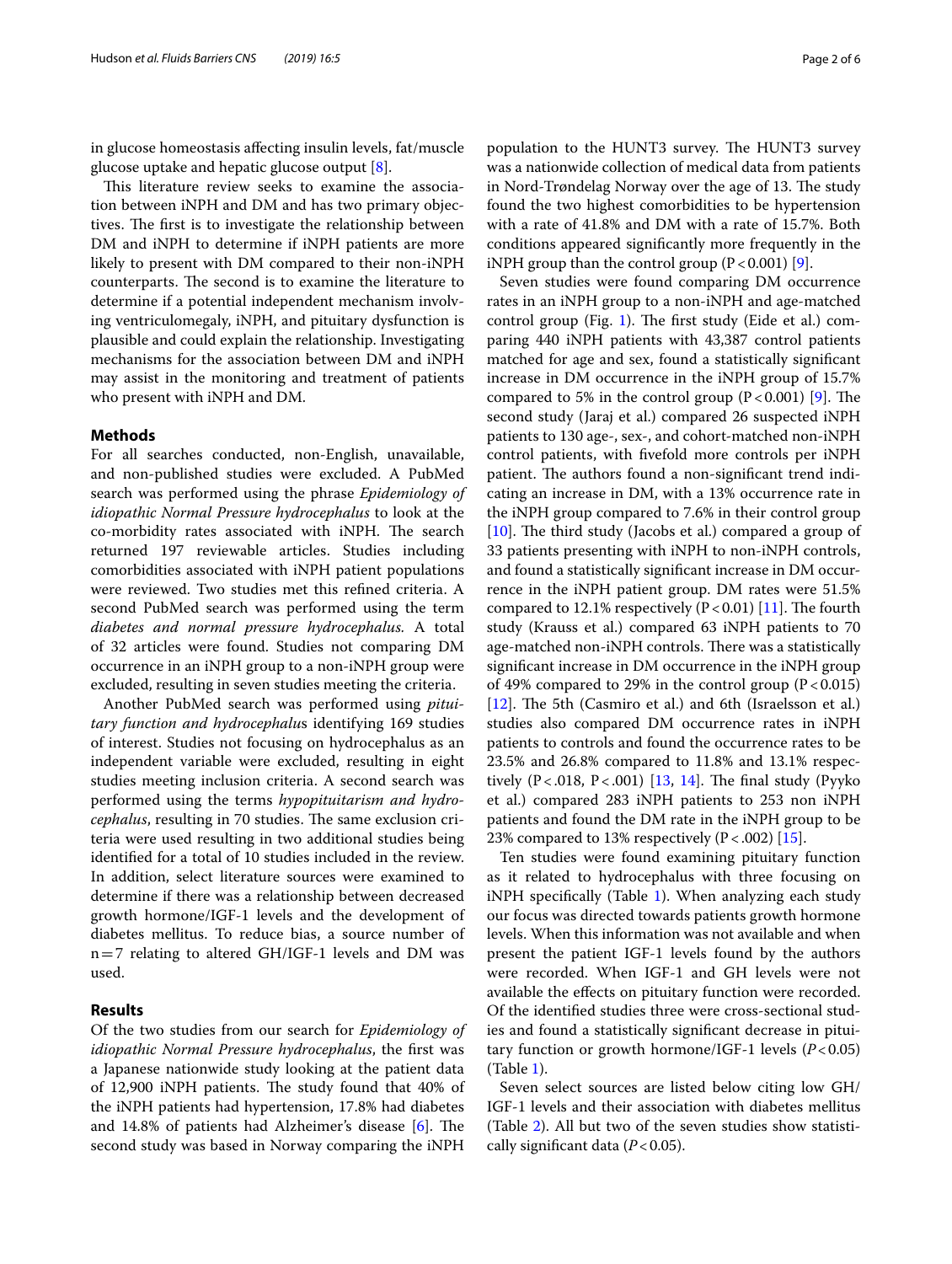in glucose homeostasis affecting insulin levels, fat/muscle glucose uptake and hepatic glucose output [8].

This literature review seeks to examine the association between iNPH and DM and has two primary objectives. The first is to investigate the relationship between DM and iNPH to determine if iNPH patients are more likely to present with DM compared to their non-iNPH counterparts. The second is to examine the literature to determine if a potential independent mechanism involving ventriculomegaly, iNPH, and pituitary dysfunction is plausible and could explain the relationship. Investigating mechanisms for the association between DM and iNPH may assist in the monitoring and treatment of patients who present with iNPH and DM.

## Methods

For all searches conducted, non-English, unavailable, and non-published studies were excluded. A PubMed search was performed using the phrase *Epidemiology of idiopathic Normal Pressure hydrocephalus* to look at the co-morbidity rates associated with iNPH. The search returned 197 reviewable articles. Studies including comorbidities associated with iNPH patient populations were reviewed. Two studies met this refined criteria. A second PubMed search was performed using the term *diabetes and normal pressure hydrocephalus.* A total of 32 articles were found. Studies not comparing DM occurrence in an iNPH group to a non-iNPH group were excluded, resulting in seven studies meeting the criteria.

Another PubMed search was performed using *pituitary function and hydrocephalus* identifying 169 studies of interest. Studies not focusing on hydrocephalus as an independent variable were excluded, resulting in eight studies meeting inclusion criteria. A second search was performed using the terms *hypopituitarism and hydrocephalus*, resulting in 70 studies. The same exclusion criteria were used resulting in two additional studies being identified for a total of 10 studies included in the review. In addition, select literature sources were examined to determine if there was a relationship between decreased growth hormone/IGF-1 levels and the development of diabetes mellitus. To reduce bias, a source number of n = 7 relating to altered GH/IGF-1 levels and DM was used.

## Results

Of the two studies from our search for *Epidemiology of idiopathic Normal Pressure hydrocephalus*, the first was a Japanese nationwide study looking at the patient data of 12,900 iNPH patients. The study found that 40% of the iNPH patients had hypertension, 17.8% had diabetes and 14.8% of patients had Alzheimer's disease [6]. The second study was based in Norway comparing the iNPH population to the HUNT3 survey. The HUNT3 survey was a nationwide collection of medical data from patients in Nord-Trøndelag Norway over the age of 13. The study found the two highest comorbidities to be hypertension with a rate of 41.8% and DM with a rate of 15.7%. Both conditions appeared significantly more frequently in the iNPH group than the control group ($P < 0.001$) [9].

Seven studies were found comparing DM occurrence rates in an iNPH group to a non-iNPH and age-matched control group (Fig. 1). The first study (Eide et al.) comparing 440 iNPH patients with 43,387 control patients matched for age and sex, found a statistically significant increase in DM occurrence in the iNPH group of 15.7% compared to 5% in the control group ($P < 0.001$) [9]. The second study (Jaraj et al.) compared 26 suspected iNPH patients to 130 age-, sex-, and cohort-matched non-iNPH control patients, with fivefold more controls per iNPH patient. The authors found a non-significant trend indicating an increase in DM, with a 13% occurrence rate in the iNPH group compared to 7.6% in their control group [10]. The third study (Jacobs et al.) compared a group of 33 patients presenting with iNPH to non-iNPH controls, and found a statistically significant increase in DM occurrence in the iNPH patient group. DM rates were 51.5% compared to 12.1% respectively ($P < 0.01$) [11]. The fourth study (Krauss et al.) compared 63 iNPH patients to 70 age-matched non-iNPH controls. There was a statistically significant increase in DM occurrence in the iNPH group of 49% compared to 29% in the control group ($P < 0.015$) [12]. The 5th (Casmiro et al.) and 6th (Israelsson et al.) studies also compared DM occurrence rates in iNPH patients to controls and found the occurrence rates to be 23.5% and 26.8% compared to 11.8% and 13.1% respectively ($P < .018$, $P < .001$) [13, 14]. The final study (Pyyko et al.) compared 283 iNPH patients to 253 non iNPH patients and found the DM rate in the iNPH group to be 23% compared to 13% respectively ($P < .002$) [15].

Ten studies were found examining pituitary function as it related to hydrocephalus with three focusing on iNPH specifically (Table 1). When analyzing each study our focus was directed towards patients growth hormone levels. When this information was not available and when present the patient IGF-1 levels found by the authors were recorded. When IGF-1 and GH levels were not available the effects on pituitary function were recorded. Of the identified studies three were cross-sectional studies and found a statistically significant decrease in pituitary function or growth hormone/IGF-1 levels ($P < 0.05$) (Table 1).

Seven select sources are listed below citing low GH/IGF-1 levels and their association with diabetes mellitus (Table 2). All but two of the seven studies show statistically significant data ($P < 0.05$).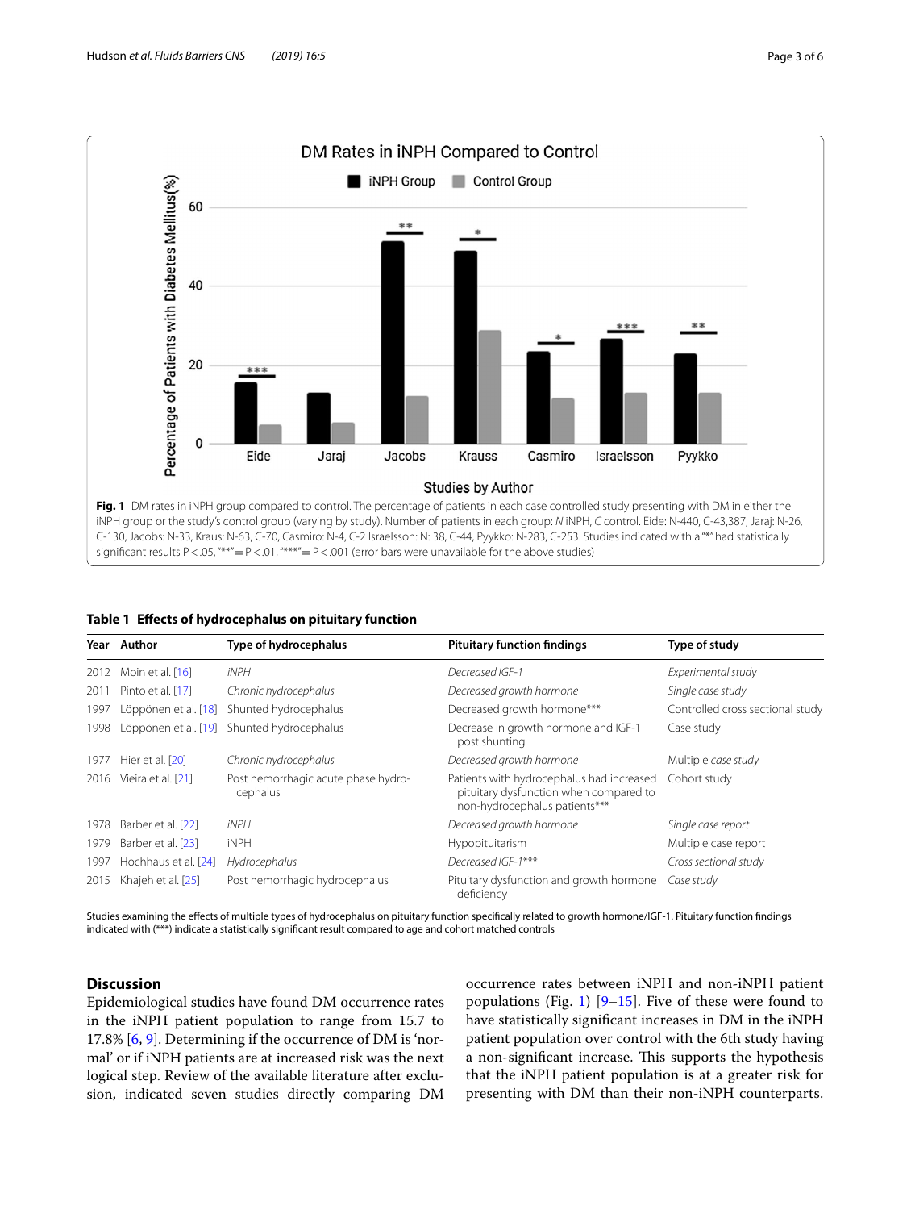DM Rates in iNPH Compared to Control

iNPH Group   Control Group

Percentage of Patients with Diabetes Mellitus(%)

60

40

20

0

***   **   *   *   ***   **

Eide   Jaraj   Jacobs   Krauss   Casmiro   Israelsson   Pyykko

Studies by Author

**Fig. 1** DM rates in iNPH group compared to control. The percentage of patients in each case controlled study presenting with DM in either the iNPH group or the study's control group (varying by study). Number of patients in each group: *N* iNPH, *C* control. Eide: N-440, C-43,387, Jaraj: N-26, C-130, Jacobs: N-33, Kraus: N-63, C-70, Casmiro: N-4, C-2 Israelsson: N: 38, C-44, Pyykko: N-283, C-253. Studies indicated with a "*" had statistically significant results P < .05, "**" = P < .01, "***" = P < .001 (error bars were unavailable for the above studies)

**Table 1 Effects of hydrocephalus on pituitary function**

| Year | Author | Type of hydrocephalus | Pituitary function findings | Type of study |
|---|---|---|---|---|
| 2012 | Moin et al. [16] | *iNPH* | *Decreased IGF-1* | *Experimental study* |
| 2011 | Pinto et al. [17] | *Chronic hydrocephalus* | *Decreased growth hormone* | *Single case study* |
| 1997 | Löppönen et al. [18] | Shunted hydrocephalus | Decreased growth hormone*** | Controlled cross sectional study |
| 1998 | Löppönen et al. [19] | Shunted hydrocephalus | Decrease in growth hormone and IGF-1 post shunting | Case study |
| 1977 | Hier et al. [20] | *Chronic hydrocephalus* | *Decreased growth hormone* | Multiple *case study* |
| 2016 | Vieira et al. [21] | Post hemorrhagic acute phase hydrocephalus | Patients with hydrocephalus had increased pituitary dysfunction when compared to non-hydrocephalus patients*** | Cohort study |
| 1978 | Barber et al. [22] | *iNPH* | *Decreased growth hormone* | *Single case report* |
| 1979 | Barber et al. [23] | iNPH | Hypopituitarism | Multiple case report |
| 1997 | Hochhaus et al. [24] | *Hydrocephalus* | *Decreased IGF-1**** | *Cross sectional study* |
| 2015 | Khajeh et al. [25] | Post hemorrhagic hydrocephalus | Pituitary dysfunction and growth hormone deficiency | *Case study* |

Studies examining the effects of multiple types of hydrocephalus on pituitary function specifically related to growth hormone/IGF-1. Pituitary function findings indicated with (***) indicate a statistically significant result compared to age and cohort matched controls

## Discussion

Epidemiological studies have found DM occurrence rates in the iNPH patient population to range from 15.7 to 17.8% [6, 9]. Determining if the occurrence of DM is 'normal' or if iNPH patients are at increased risk was the next logical step. Review of the available literature after exclusion, indicated seven studies directly comparing DM occurrence rates between iNPH and non-iNPH patient populations (Fig. 1) [9–15]. Five of these were found to have statistically significant increases in DM in the iNPH patient population over control with the 6th study having a non-significant increase. This supports the hypothesis that the iNPH patient population is at a greater risk for presenting with DM than their non-iNPH counterparts.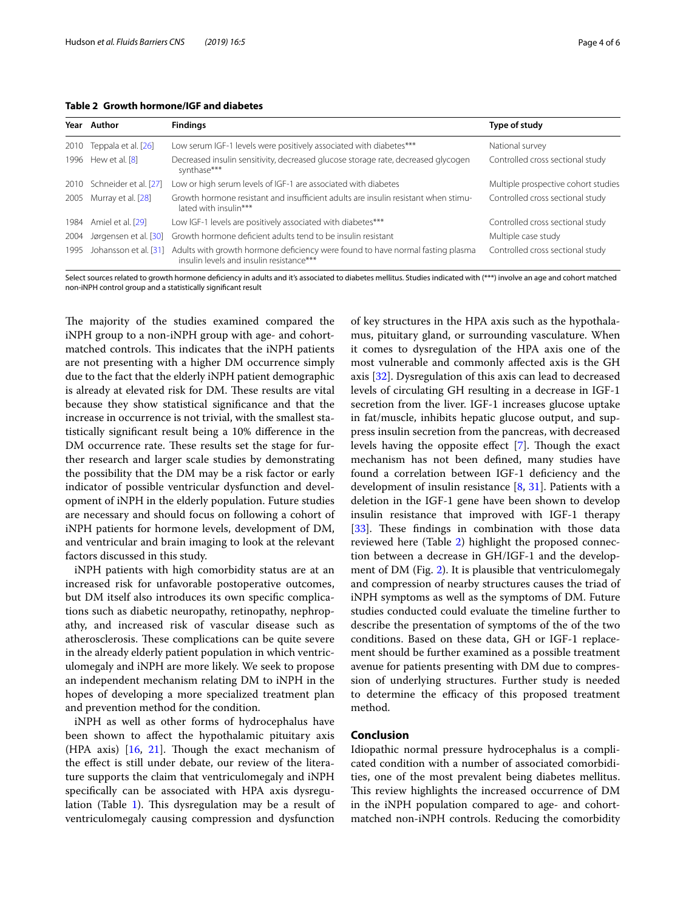**Table 2 Growth hormone/IGF and diabetes**

| Year | Author | Findings | Type of study |
|---|---|---|---|
| 2010 | Teppala et al. [26] | Low serum IGF-1 levels were positively associated with diabetes*** | National survey |
| 1996 | Hew et al. [8] | Decreased insulin sensitivity, decreased glucose storage rate, decreased glycogen synthase*** | Controlled cross sectional study |
| 2010 | Schneider et al. [27] | Low or high serum levels of IGF-1 are associated with diabetes | Multiple prospective cohort studies |
| 2005 | Murray et al. [28] | Growth hormone resistant and insufficient adults are insulin resistant when stimulated with insulin*** | Controlled cross sectional study |
| 1984 | Amiel et al. [29] | Low IGF-1 levels are positively associated with diabetes*** | Controlled cross sectional study |
| 2004 | Jørgensen et al. [30] | Growth hormone deficient adults tend to be insulin resistant | Multiple case study |
| 1995 | Johansson et al. [31] | Adults with growth hormone deficiency were found to have normal fasting plasma insulin levels and insulin resistance*** | Controlled cross sectional study |

Select sources related to growth hormone deficiency in adults and it's associated to diabetes mellitus. Studies indicated with (***) involve an age and cohort matched non-iNPH control group and a statistically significant result

The majority of the studies examined compared the iNPH group to a non-iNPH group with age- and cohort-matched controls. This indicates that the iNPH patients are not presenting with a higher DM occurrence simply due to the fact that the elderly iNPH patient demographic is already at elevated risk for DM. These results are vital because they show statistical significance and that the increase in occurrence is not trivial, with the smallest statistically significant result being a 10% difference in the DM occurrence rate. These results set the stage for further research and larger scale studies by demonstrating the possibility that the DM may be a risk factor or early indicator of possible ventricular dysfunction and development of iNPH in the elderly population. Future studies are necessary and should focus on following a cohort of iNPH patients for hormone levels, development of DM, and ventricular and brain imaging to look at the relevant factors discussed in this study.

iNPH patients with high comorbidity status are at an increased risk for unfavorable postoperative outcomes, but DM itself also introduces its own specific complications such as diabetic neuropathy, retinopathy, nephropathy, and increased risk of vascular disease such as atherosclerosis. These complications can be quite severe in the already elderly patient population in which ventriculomegaly and iNPH are more likely. We seek to propose an independent mechanism relating DM to iNPH in the hopes of developing a more specialized treatment plan and prevention method for the condition.

iNPH as well as other forms of hydrocephalus have been shown to affect the hypothalamic pituitary axis (HPA axis) [16, 21]. Though the exact mechanism of the effect is still under debate, our review of the literature supports the claim that ventriculomegaly and iNPH specifically can be associated with HPA axis dysregulation (Table 1). This dysregulation may be a result of ventriculomegaly causing compression and dysfunction of key structures in the HPA axis such as the hypothalamus, pituitary gland, or surrounding vasculature. When it comes to dysregulation of the HPA axis one of the most vulnerable and commonly affected axis is the GH axis [32]. Dysregulation of this axis can lead to decreased levels of circulating GH resulting in a decrease in IGF-1 secretion from the liver. IGF-1 increases glucose uptake in fat/muscle, inhibits hepatic glucose output, and suppress insulin secretion from the pancreas, with decreased levels having the opposite effect [7]. Though the exact mechanism has not been defined, many studies have found a correlation between IGF-1 deficiency and the development of insulin resistance [8, 31]. Patients with a deletion in the IGF-1 gene have been shown to develop insulin resistance that improved with IGF-1 therapy [33]. These findings in combination with those data reviewed here (Table 2) highlight the proposed connection between a decrease in GH/IGF-1 and the development of DM (Fig. 2). It is plausible that ventriculomegaly and compression of nearby structures causes the triad of iNPH symptoms as well as the symptoms of DM. Future studies conducted could evaluate the timeline further to describe the presentation of symptoms of the of the two conditions. Based on these data, GH or IGF-1 replacement should be further examined as a possible treatment avenue for patients presenting with DM due to compression of underlying structures. Further study is needed to determine the efficacy of this proposed treatment method.

## Conclusion

Idiopathic normal pressure hydrocephalus is a complicated condition with a number of associated comorbidities, one of the most prevalent being diabetes mellitus. This review highlights the increased occurrence of DM in the iNPH population compared to age- and cohort-matched non-iNPH controls. Reducing the comorbidity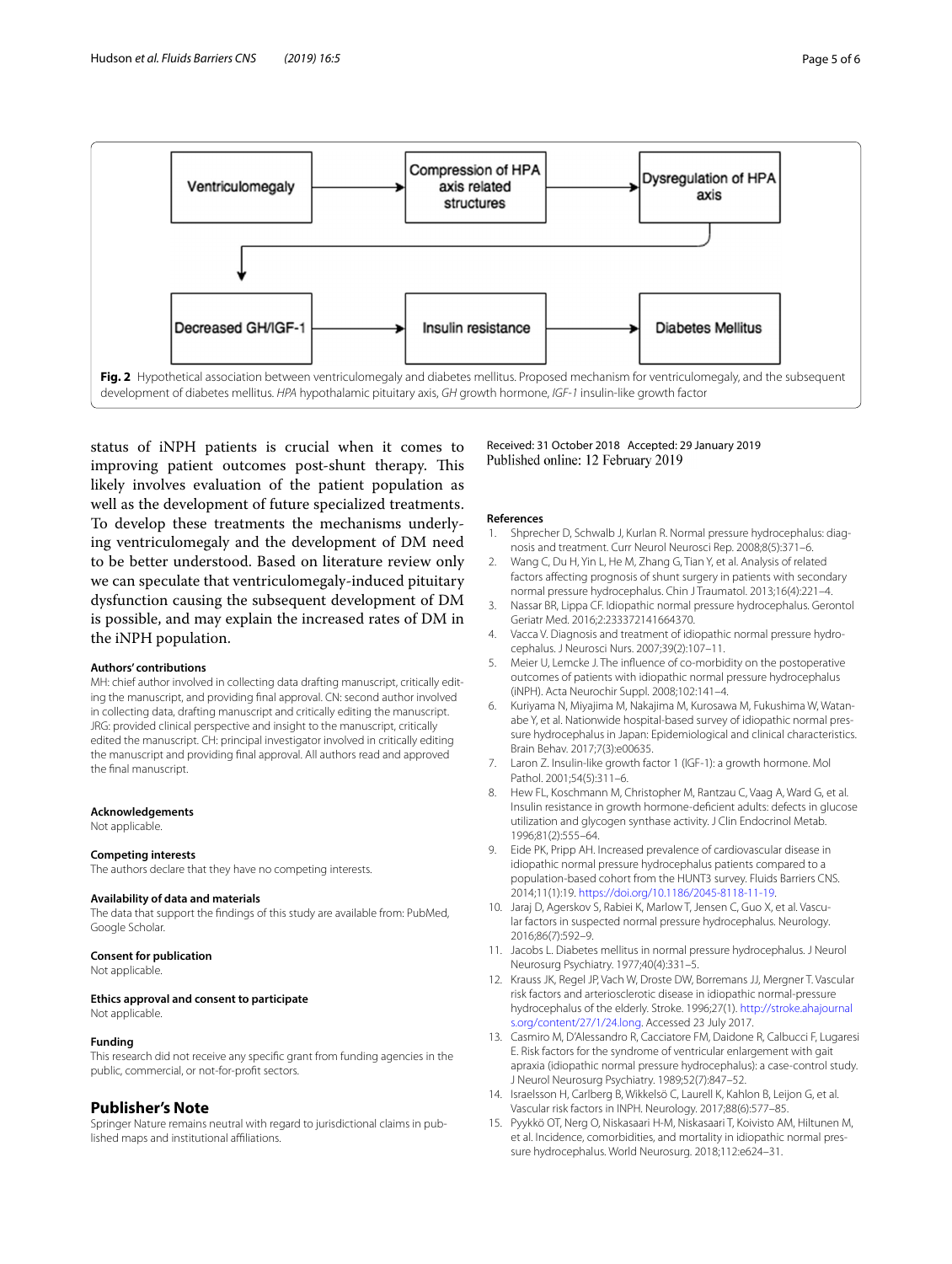Ventriculomegaly

Compression of HPA axis related structures

Dysregulation of HPA axis

Decreased GH/IGF-1

Insulin resistance

Diabetes Mellitus

**Fig. 2** Hypothetical association between ventriculomegaly and diabetes mellitus. Proposed mechanism for ventriculomegaly, and the subsequent development of diabetes mellitus. *HPA* hypothalamic pituitary axis, *GH* growth hormone, *IGF-1* insulin-like growth factor

status of iNPH patients is crucial when it comes to improving patient outcomes post-shunt therapy. This likely involves evaluation of the patient population as well as the development of future specialized treatments. To develop these treatments the mechanisms underlying ventriculomegaly and the development of DM need to be better understood. Based on literature review only we can speculate that ventriculomegaly-induced pituitary dysfunction causing the subsequent development of DM is possible, and may explain the increased rates of DM in the iNPH population.

### Authors' contributions

MH: chief author involved in collecting data drafting manuscript, critically editing the manuscript, and providing final approval. CN: second author involved in collecting data, drafting manuscript and critically editing the manuscript. JRG: provided clinical perspective and insight to the manuscript, critically edited the manuscript. CH: principal investigator involved in critically editing the manuscript and providing final approval. All authors read and approved the final manuscript.

### Acknowledgements

Not applicable.

### Competing interests

The authors declare that they have no competing interests.

### Availability of data and materials

The data that support the findings of this study are available from: PubMed, Google Scholar.

### Consent for publication

Not applicable.

### Ethics approval and consent to participate

Not applicable.

### Funding

This research did not receive any specific grant from funding agencies in the public, commercial, or not-for-profit sectors.

## Publisher's Note

Springer Nature remains neutral with regard to jurisdictional claims in published maps and institutional affiliations.

Received: 31 October 2018 Accepted: 29 January 2019
Published online: 12 February 2019

### References

1. Shprecher D, Schwalb J, Kurlan R. Normal pressure hydrocephalus: diagnosis and treatment. Curr Neurol Neurosci Rep. 2008;8(5):371–6.
2. Wang C, Du H, Yin L, He M, Zhang G, Tian Y, et al. Analysis of related factors affecting prognosis of shunt surgery in patients with secondary normal pressure hydrocephalus. Chin J Traumatol. 2013;16(4):221–4.
3. Nassar BR, Lippa CF. Idiopathic normal pressure hydrocephalus. Gerontol Geriatr Med. 2016;2:233372141664370.
4. Vacca V. Diagnosis and treatment of idiopathic normal pressure hydrocephalus. J Neurosci Nurs. 2007;39(2):107–11.
5. Meier U, Lemcke J. The influence of co-morbidity on the postoperative outcomes of patients with idiopathic normal pressure hydrocephalus (iNPH). Acta Neurochir Suppl. 2008;102:141–4.
6. Kuriyama N, Miyajima M, Nakajima M, Kurosawa M, Fukushima W, Watanabe Y, et al. Nationwide hospital-based survey of idiopathic normal pressure hydrocephalus in Japan: Epidemiological and clinical characteristics. Brain Behav. 2017;7(3):e00635.
7. Laron Z. Insulin-like growth factor 1 (IGF-1): a growth hormone. Mol Pathol. 2001;54(5):311–6.
8. Hew FL, Koschmann M, Christopher M, Rantzau C, Vaag A, Ward G, et al. Insulin resistance in growth hormone-deficient adults: defects in glucose utilization and glycogen synthase activity. J Clin Endocrinol Metab. 1996;81(2):555–64.
9. Eide PK, Pripp AH. Increased prevalence of cardiovascular disease in idiopathic normal pressure hydrocephalus patients compared to a population-based cohort from the HUNT3 survey. Fluids Barriers CNS. 2014;11(1):19. https://doi.org/10.1186/2045-8118-11-19.
10. Jaraj D, Agerskov S, Rabiei K, Marlow T, Jensen C, Guo X, et al. Vascular factors in suspected normal pressure hydrocephalus. Neurology. 2016;86(7):592–9.
11. Jacobs L. Diabetes mellitus in normal pressure hydrocephalus. J Neurol Neurosurg Psychiatry. 1977;40(4):331–5.
12. Krauss JK, Regel JP, Vach W, Droste DW, Borremans JJ, Mergner T. Vascular risk factors and arteriosclerotic disease in idiopathic normal-pressure hydrocephalus of the elderly. Stroke. 1996;27(1). http://stroke.ahajournals.org/content/27/1/24.long. Accessed 23 July 2017.
13. Casmiro M, D'Alessandro R, Cacciatore FM, Daidone R, Calbucci F, Lugaresi E. Risk factors for the syndrome of ventricular enlargement with gait apraxia (idiopathic normal pressure hydrocephalus): a case-control study. J Neurol Neurosurg Psychiatry. 1989;52(7):847–52.
14. Israelsson H, Carlberg B, Wikkelsö C, Laurell K, Kahlon B, Leijon G, et al. Vascular risk factors in INPH. Neurology. 2017;88(6):577–85.
15. Pyykkö OT, Nerg O, Niskasaari H-M, Niskasaari T, Koivisto AM, Hiltunen M, et al. Incidence, comorbidities, and mortality in idiopathic normal pressure hydrocephalus. World Neurosurg. 2018;112:e624–31.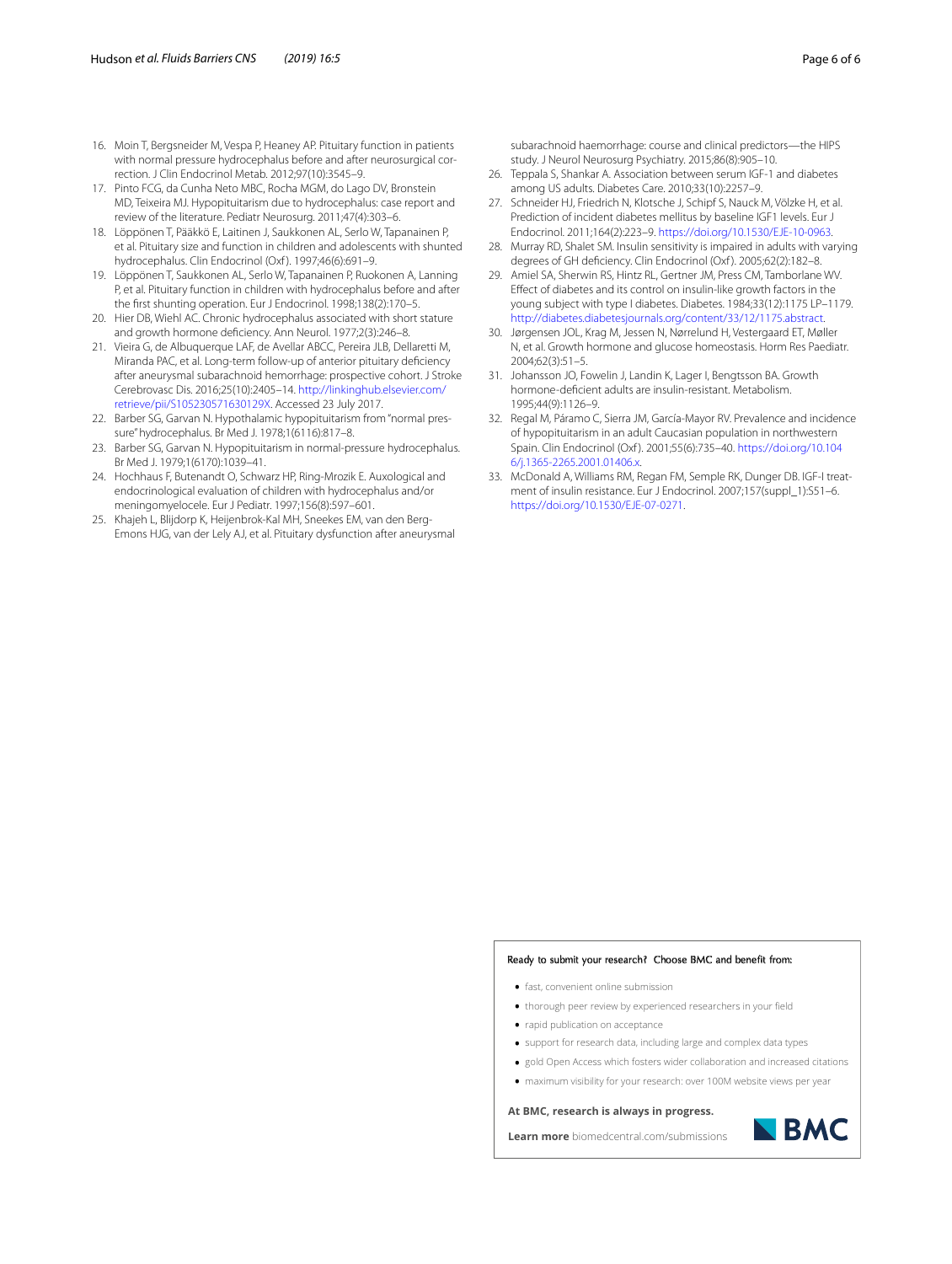16. Moin T, Bergsneider M, Vespa P, Heaney AP. Pituitary function in patients with normal pressure hydrocephalus before and after neurosurgical correction. J Clin Endocrinol Metab. 2012;97(10):3545–9.
17. Pinto FCG, da Cunha Neto MBC, Rocha MGM, do Lago DV, Bronstein MD, Teixeira MJ. Hypopituitarism due to hydrocephalus: case report and review of the literature. Pediatr Neurosurg. 2011;47(4):303–6.
18. Löppönen T, Pääkkö E, Laitinen J, Saukkonen AL, Serlo W, Tapanainen P, et al. Pituitary size and function in children and adolescents with shunted hydrocephalus. Clin Endocrinol (Oxf). 1997;46(6):691–9.
19. Löppönen T, Saukkonen AL, Serlo W, Tapanainen P, Ruokonen A, Lanning P, et al. Pituitary function in children with hydrocephalus before and after the first shunting operation. Eur J Endocrinol. 1998;138(2):170–5.
20. Hier DB, Wiehl AC. Chronic hydrocephalus associated with short stature and growth hormone deficiency. Ann Neurol. 1977;2(3):246–8.
21. Vieira G, de Albuquerque LAF, de Avellar ABCC, Pereira JLB, Dellaretti M, Miranda PAC, et al. Long-term follow-up of anterior pituitary deficiency after aneurysmal subarachnoid hemorrhage: prospective cohort. J Stroke Cerebrovasc Dis. 2016;25(10):2405–14. http://linkinghub.elsevier.com/retrieve/pii/S105230571630129X. Accessed 23 July 2017.
22. Barber SG, Garvan N. Hypothalamic hypopituitarism from "normal pressure" hydrocephalus. Br Med J. 1978;1(6116):817–8.
23. Barber SG, Garvan N. Hypopituitarism in normal-pressure hydrocephalus. Br Med J. 1979;1(6170):1039–41.
24. Hochhaus F, Butenandt O, Schwarz HP, Ring-Mrozik E. Auxological and endocrinological evaluation of children with hydrocephalus and/or meningomyelocele. Eur J Pediatr. 1997;156(8):597–601.
25. Khajeh L, Blijdorp K, Heijenbrok-Kal MH, Sneekes EM, van den Berg-Emons HJG, van der Lely AJ, et al. Pituitary dysfunction after aneurysmal subarachnoid haemorrhage: course and clinical predictors—the HIPS study. J Neurol Neurosurg Psychiatry. 2015;86(8):905–10.
26. Teppala S, Shankar A. Association between serum IGF-1 and diabetes among US adults. Diabetes Care. 2010;33(10):2257–9.
27. Schneider HJ, Friedrich N, Klotsche J, Schipf S, Nauck M, Völzke H, et al. Prediction of incident diabetes mellitus by baseline IGF1 levels. Eur J Endocrinol. 2011;164(2):223–9. https://doi.org/10.1530/EJE-10-0963.
28. Murray RD, Shalet SM. Insulin sensitivity is impaired in adults with varying degrees of GH deficiency. Clin Endocrinol (Oxf). 2005;62(2):182–8.
29. Amiel SA, Sherwin RS, Hintz RL, Gertner JM, Press CM, Tamborlane WV. Effect of diabetes and its control on insulin-like growth factors in the young subject with type I diabetes. Diabetes. 1984;33(12):1175 LP–1179. http://diabetes.diabetesjournals.org/content/33/12/1175.abstract.
30. Jørgensen JOL, Krag M, Jessen N, Nørrelund H, Vestergaard ET, Møller N, et al. Growth hormone and glucose homeostasis. Horm Res Paediatr. 2004;62(3):51–5.
31. Johansson JO, Fowelin J, Landin K, Lager I, Bengtsson BA. Growth hormone-deficient adults are insulin-resistant. Metabolism. 1995;44(9):1126–9.
32. Regal M, Páramo C, Sierra JM, García-Mayor RV. Prevalence and incidence of hypopituitarism in an adult Caucasian population in northwestern Spain. Clin Endocrinol (Oxf). 2001;55(6):735–40. https://doi.org/10.1046/j.1365-2265.2001.01406.x.
33. McDonald A, Williams RM, Regan FM, Semple RK, Dunger DB. IGF-I treatment of insulin resistance. Eur J Endocrinol. 2007;157(suppl_1):S51–6. https://doi.org/10.1530/EJE-07-0271.

Ready to submit your research? Choose BMC and benefit from:

- fast, convenient online submission
- thorough peer review by experienced researchers in your field
- rapid publication on acceptance
- support for research data, including large and complex data types
- gold Open Access which fosters wider collaboration and increased citations
- maximum visibility for your research: over 100M website views per year

**At BMC, research is always in progress.**

**Learn more** biomedcentral.com/submissions

BMC